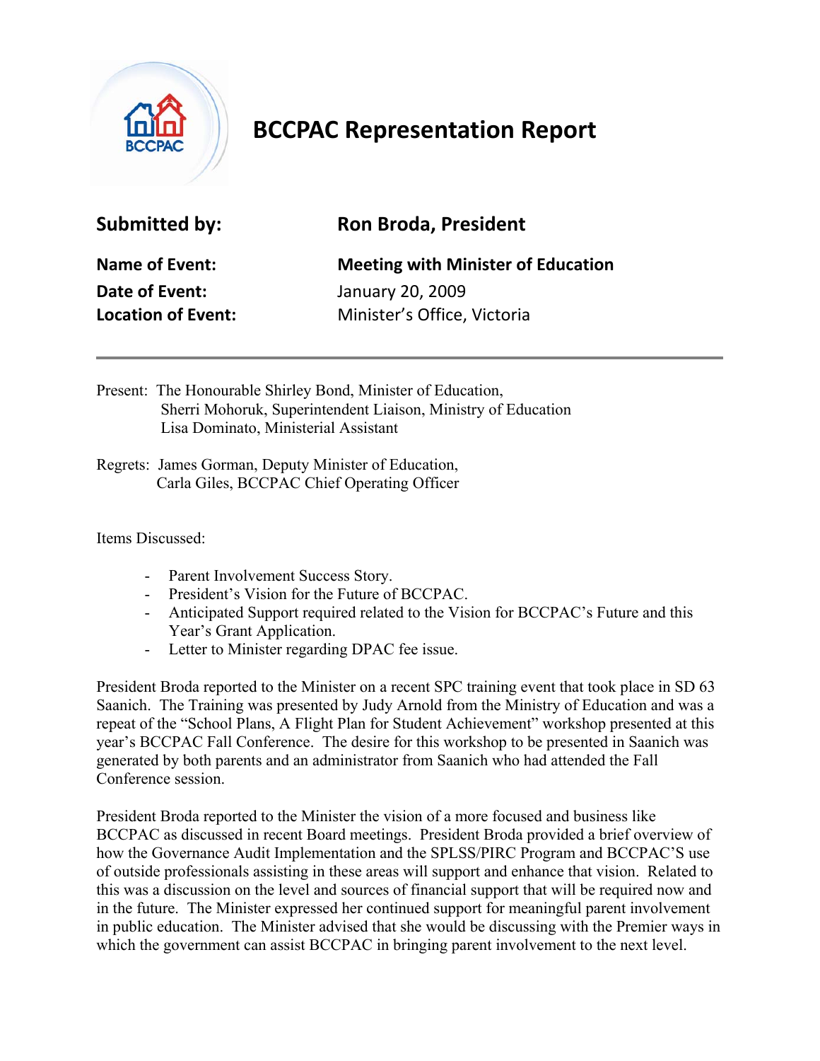# BCCPAC Representation Report

| | |
|---|---|
| **Submitted by:** | **Ron Broda, President** |
| **Name of Event:** | **Meeting with Minister of Education** |
| **Date of Event:** | January 20, 2009 |
| **Location of Event:** | Minister's Office, Victoria |

---

Present: The Honourable Shirley Bond, Minister of Education,
Sherri Mohoruk, Superintendent Liaison, Ministry of Education
Lisa Dominato, Ministerial Assistant

Regrets: James Gorman, Deputy Minister of Education,
Carla Giles, BCCPAC Chief Operating Officer

Items Discussed:

- Parent Involvement Success Story.
- President's Vision for the Future of BCCPAC.
- Anticipated Support required related to the Vision for BCCPAC's Future and this Year's Grant Application.
- Letter to Minister regarding DPAC fee issue.

President Broda reported to the Minister on a recent SPC training event that took place in SD 63 Saanich. The Training was presented by Judy Arnold from the Ministry of Education and was a repeat of the "School Plans, A Flight Plan for Student Achievement" workshop presented at this year's BCCPAC Fall Conference. The desire for this workshop to be presented in Saanich was generated by both parents and an administrator from Saanich who had attended the Fall Conference session.

President Broda reported to the Minister the vision of a more focused and business like BCCPAC as discussed in recent Board meetings. President Broda provided a brief overview of how the Governance Audit Implementation and the SPLSS/PIRC Program and BCCPAC'S use of outside professionals assisting in these areas will support and enhance that vision. Related to this was a discussion on the level and sources of financial support that will be required now and in the future. The Minister expressed her continued support for meaningful parent involvement in public education. The Minister advised that she would be discussing with the Premier ways in which the government can assist BCCPAC in bringing parent involvement to the next level.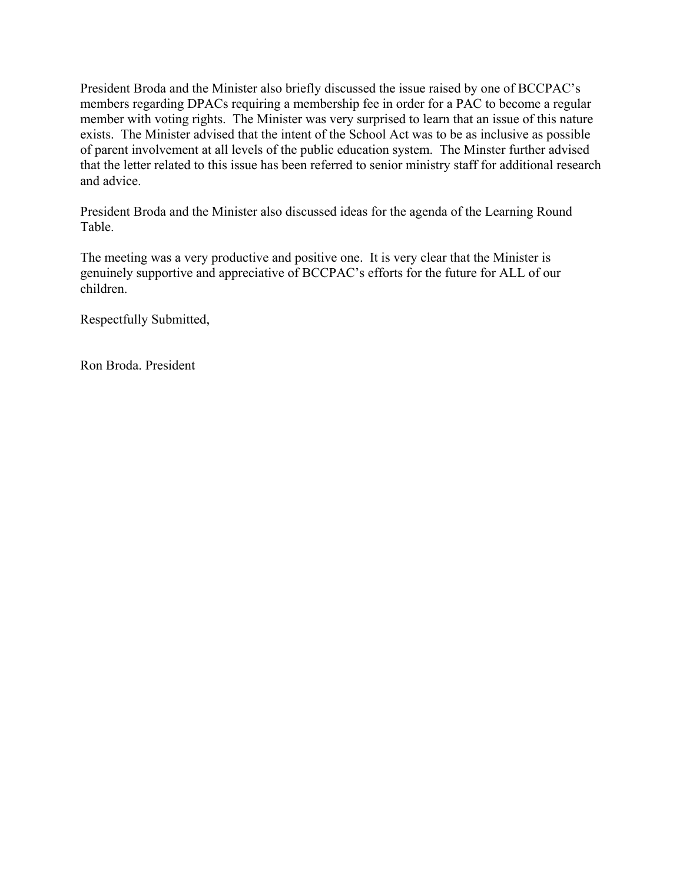President Broda and the Minister also briefly discussed the issue raised by one of BCCPAC's members regarding DPACs requiring a membership fee in order for a PAC to become a regular member with voting rights. The Minister was very surprised to learn that an issue of this nature exists. The Minister advised that the intent of the School Act was to be as inclusive as possible of parent involvement at all levels of the public education system. The Minster further advised that the letter related to this issue has been referred to senior ministry staff for additional research and advice.

President Broda and the Minister also discussed ideas for the agenda of the Learning Round Table.

The meeting was a very productive and positive one. It is very clear that the Minister is genuinely supportive and appreciative of BCCPAC's efforts for the future for ALL of our children.

Respectfully Submitted,

Ron Broda. President